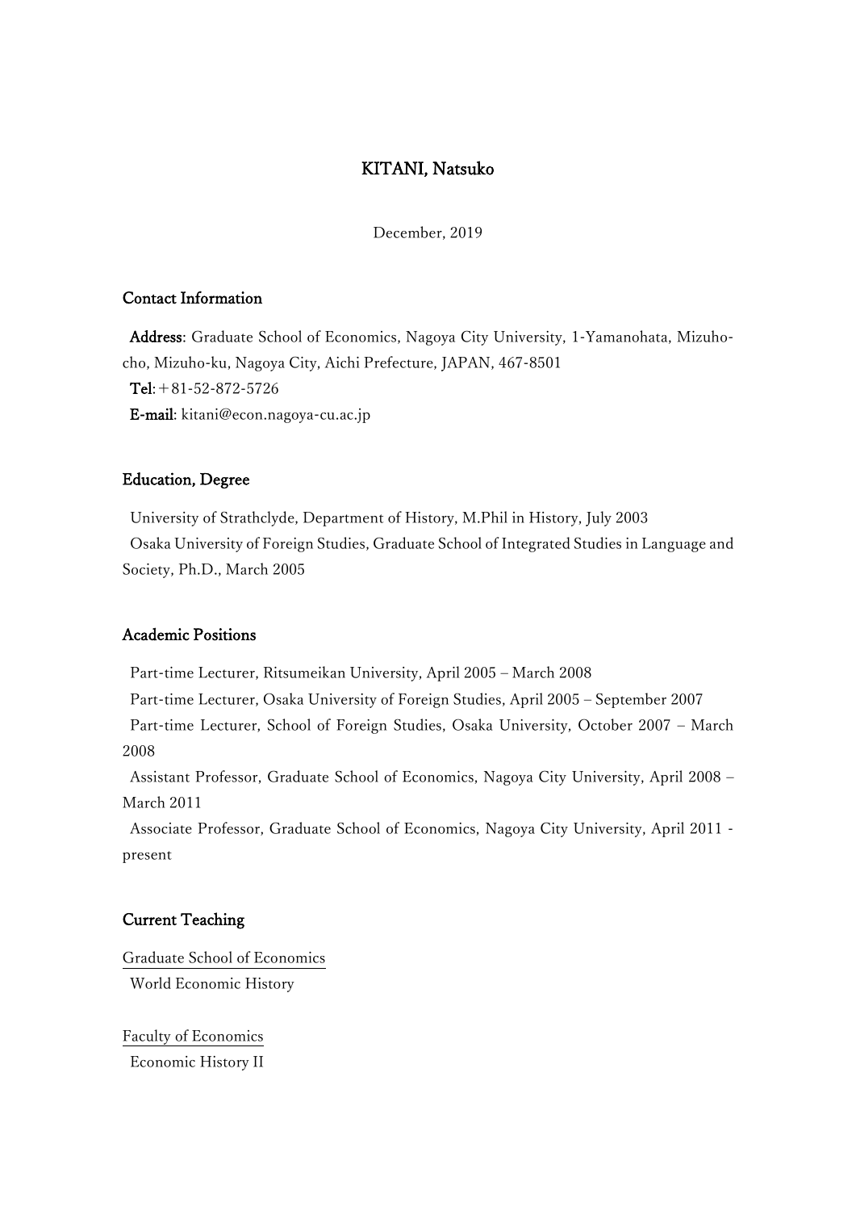# KITANI, Natsuko

December, 2019

## Contact Information

**Address**: Graduate School of Economics, Nagoya City University, 1-Yamanohata, Mizuho-cho, Mizuho-ku, Nagoya City, Aichi Prefecture, JAPAN, 467-8501
**Tel**: ＋81-52-872-5726
**E-mail**: kitani@econ.nagoya-cu.ac.jp

## Education, Degree

University of Strathclyde, Department of History, M.Phil in History, July 2003
Osaka University of Foreign Studies, Graduate School of Integrated Studies in Language and Society, Ph.D., March 2005

## Academic Positions

Part-time Lecturer, Ritsumeikan University, April 2005 – March 2008
Part-time Lecturer, Osaka University of Foreign Studies, April 2005 – September 2007
Part-time Lecturer, School of Foreign Studies, Osaka University, October 2007 – March 2008
Assistant Professor, Graduate School of Economics, Nagoya City University, April 2008 – March 2011
Associate Professor, Graduate School of Economics, Nagoya City University, April 2011 - present

## Current Teaching

### Graduate School of Economics

World Economic History

### Faculty of Economics

Economic History II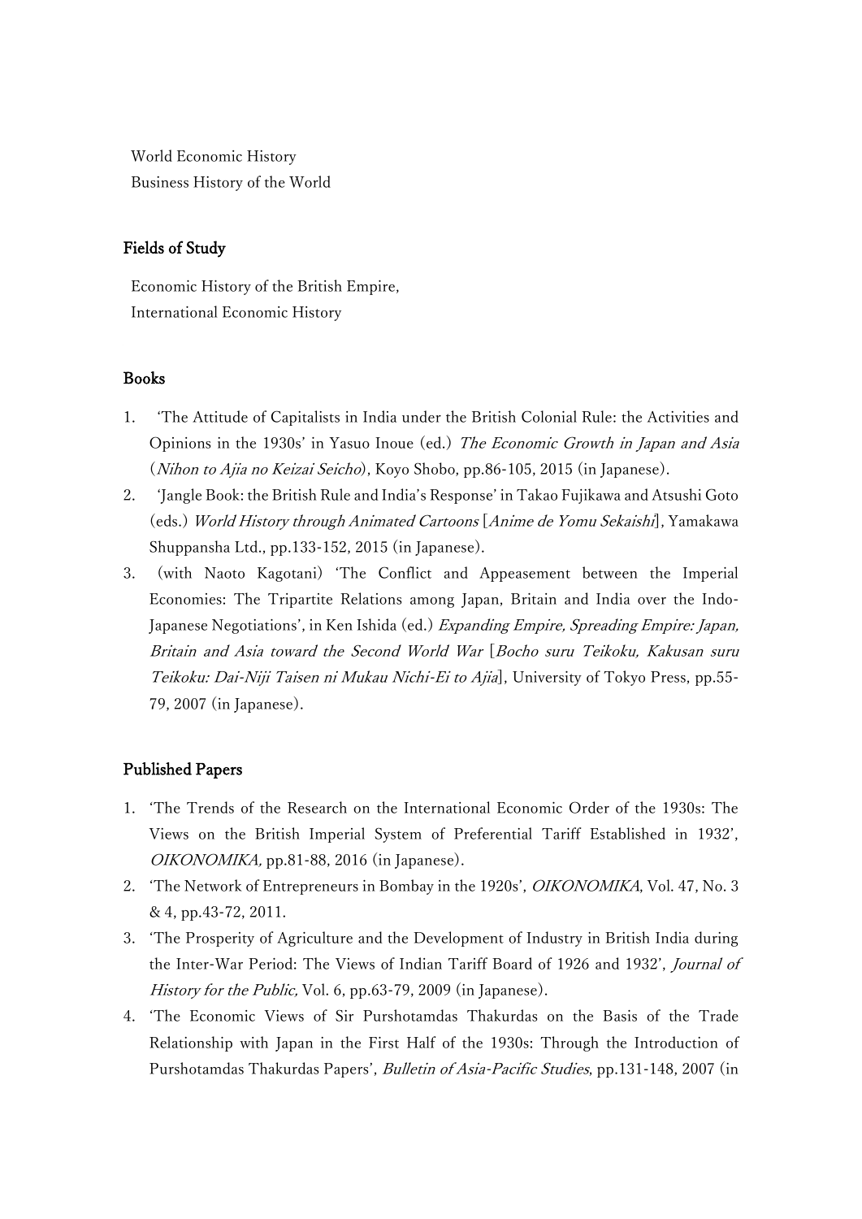World Economic History
Business History of the World

## Fields of Study

Economic History of the British Empire,
International Economic History

## Books

1. 'The Attitude of Capitalists in India under the British Colonial Rule: the Activities and Opinions in the 1930s' in Yasuo Inoue (ed.) *The Economic Growth in Japan and Asia* (*Nihon to Ajia no Keizai Seicho*), Koyo Shobo, pp.86-105, 2015 (in Japanese).
2. 'Jangle Book: the British Rule and India's Response' in Takao Fujikawa and Atsushi Goto (eds.) *World History through Animated Cartoons* [*Anime de Yomu Sekaishi*], Yamakawa Shuppansha Ltd., pp.133-152, 2015 (in Japanese).
3. (with Naoto Kagotani) 'The Conflict and Appeasement between the Imperial Economies: The Tripartite Relations among Japan, Britain and India over the Indo-Japanese Negotiations', in Ken Ishida (ed.) *Expanding Empire, Spreading Empire: Japan, Britain and Asia toward the Second World War* [*Bocho suru Teikoku, Kakusan suru Teikoku: Dai-Niji Taisen ni Mukau Nichi-Ei to Ajia*], University of Tokyo Press, pp.55-79, 2007 (in Japanese).

## Published Papers

1. 'The Trends of the Research on the International Economic Order of the 1930s: The Views on the British Imperial System of Preferential Tariff Established in 1932', *OIKONOMIKA,* pp.81-88, 2016 (in Japanese).
2. 'The Network of Entrepreneurs in Bombay in the 1920s', *OIKONOMIKA*, Vol. 47, No. 3 & 4, pp.43-72, 2011.
3. 'The Prosperity of Agriculture and the Development of Industry in British India during the Inter-War Period: The Views of Indian Tariff Board of 1926 and 1932', *Journal of History for the Public,* Vol. 6, pp.63-79, 2009 (in Japanese).
4. 'The Economic Views of Sir Purshotamdas Thakurdas on the Basis of the Trade Relationship with Japan in the First Half of the 1930s: Through the Introduction of Purshotamdas Thakurdas Papers', *Bulletin of Asia-Pacific Studies*, pp.131-148, 2007 (in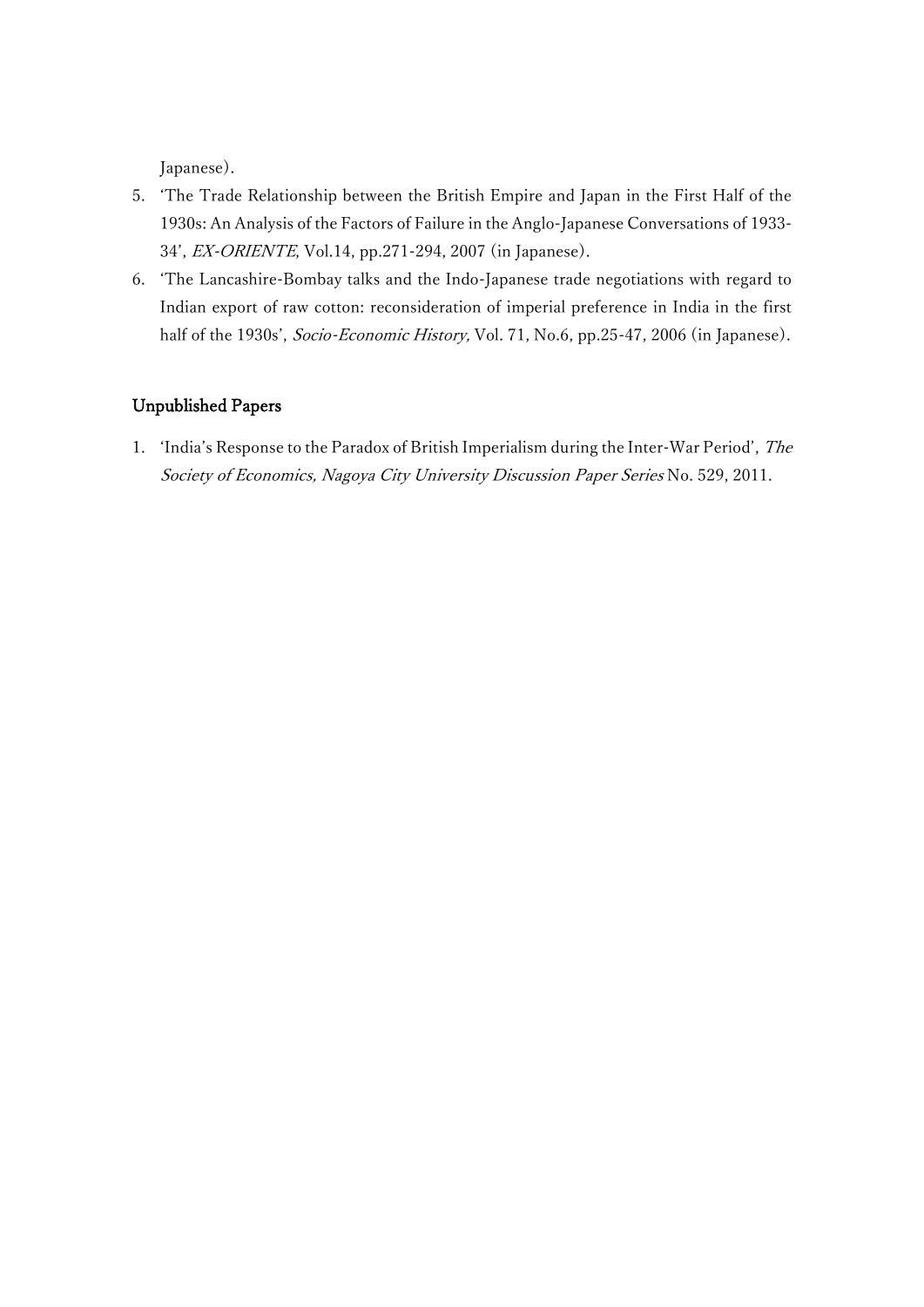Japanese).

5. 'The Trade Relationship between the British Empire and Japan in the First Half of the 1930s: An Analysis of the Factors of Failure in the Anglo-Japanese Conversations of 1933-34', *EX-ORIENTE*, Vol.14, pp.271-294, 2007 (in Japanese).
6. 'The Lancashire-Bombay talks and the Indo-Japanese trade negotiations with regard to Indian export of raw cotton: reconsideration of imperial preference in India in the first half of the 1930s', *Socio-Economic History,* Vol. 71, No.6, pp.25-47, 2006 (in Japanese).

## Unpublished Papers

1. 'India's Response to the Paradox of British Imperialism during the Inter-War Period', *The Society of Economics, Nagoya City University Discussion Paper Series* No. 529, 2011.